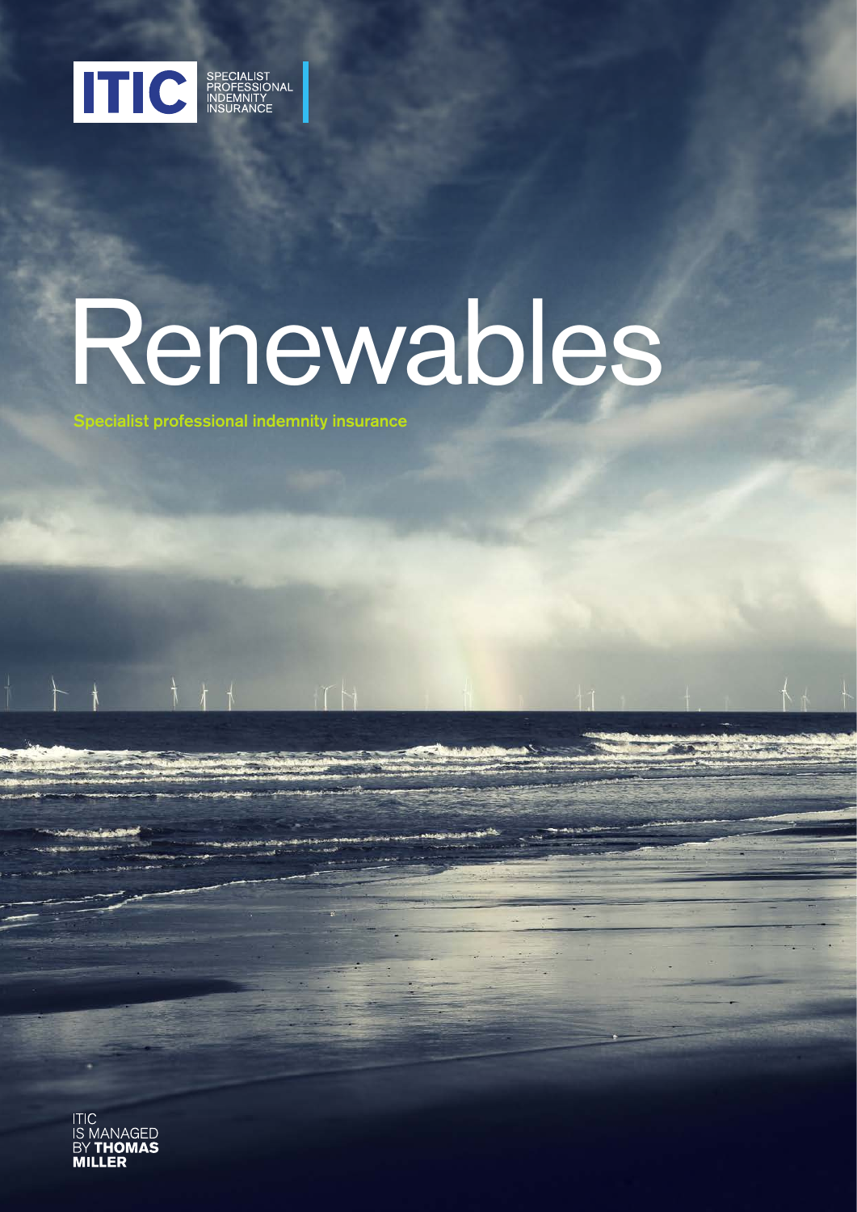ITIC SPECIALIST PROFESSIONAL INDEMNITY INSURANCE

# Renewables

**Specialist professional indemnity insurance**

ITIC IS MANAGED BY **THOMAS MILLER**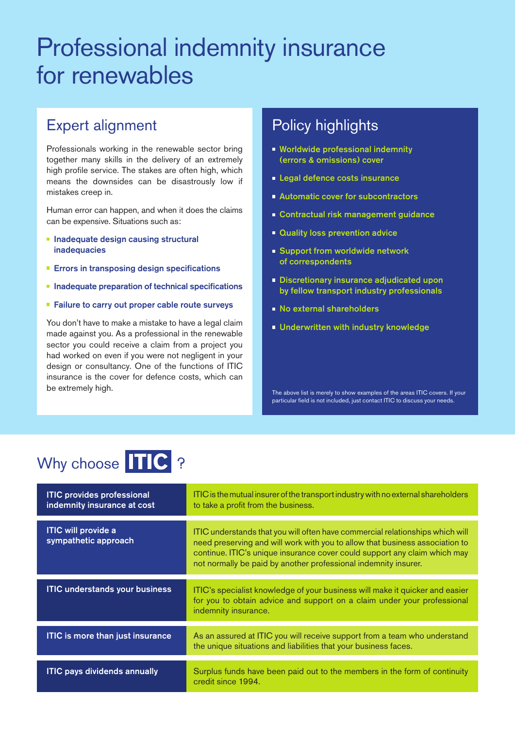# Professional indemnity insurance for renewables

## Expert alignment

Professionals working in the renewable sector bring together many skills in the delivery of an extremely high profile service. The stakes are often high, which means the downsides can be disastrously low if mistakes creep in.

Human error can happen, and when it does the claims can be expensive. Situations such as:

- **Inadequate design causing structural inadequacies**
- **Errors in transposing design specifications**
- **Inadequate preparation of technical specifications**
- **Failure to carry out proper cable route surveys**

You don't have to make a mistake to have a legal claim made against you. As a professional in the renewable sector you could receive a claim from a project you had worked on even if you were not negligent in your design or consultancy. One of the functions of ITIC insurance is the cover for defence costs, which can be extremely high.

## Policy highlights

- **Worldwide professional indemnity (errors & omissions) cover**
- **Legal defence costs insurance**
- **Automatic cover for subcontractors**
- **Contractual risk management guidance**
- **Quality loss prevention advice**
- **Support from worldwide network of correspondents**
- **Discretionary insurance adjudicated upon by fellow transport industry professionals**
- **No external shareholders**
- **Underwritten with industry knowledge**

The above list is merely to show examples of the areas ITIC covers. If your particular field is not included, just contact ITIC to discuss your needs.

## Why choose ITIC ?

| | |
|---|---|
| **ITIC provides professional indemnity insurance at cost** | ITIC is the mutual insurer of the transport industry with no external shareholders to take a profit from the business. |
| **ITIC will provide a sympathetic approach** | ITIC understands that you will often have commercial relationships which will need preserving and will work with you to allow that business association to continue. ITIC's unique insurance cover could support any claim which may not normally be paid by another professional indemnity insurer. |
| **ITIC understands your business** | ITIC's specialist knowledge of your business will make it quicker and easier for you to obtain advice and support on a claim under your professional indemnity insurance. |
| **ITIC is more than just insurance** | As an assured at ITIC you will receive support from a team who understand the unique situations and liabilities that your business faces. |
| **ITIC pays dividends annually** | Surplus funds have been paid out to the members in the form of continuity credit since 1994. |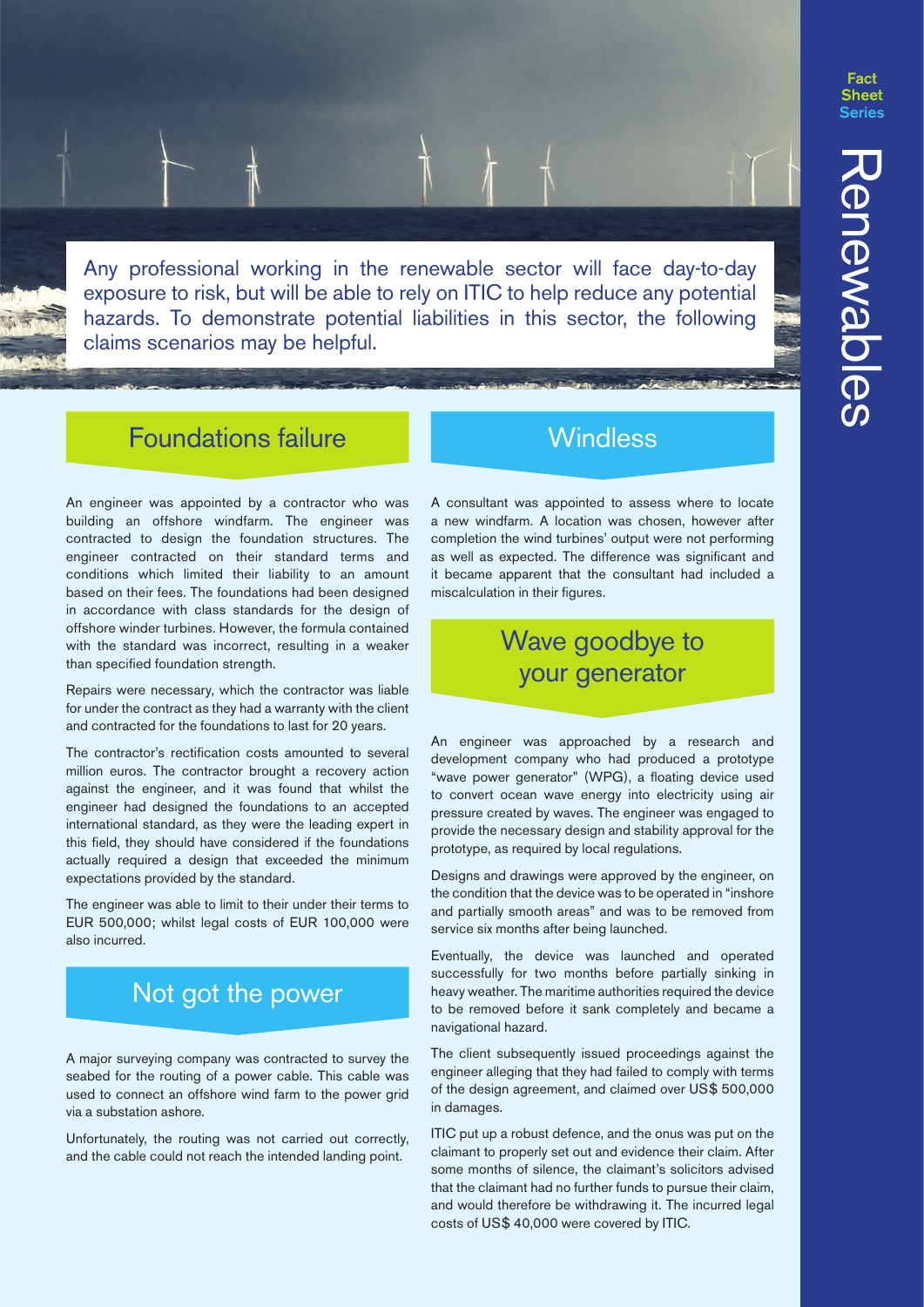Any professional working in the renewable sector will face day-to-day exposure to risk, but will be able to rely on ITIC to help reduce any potential hazards. To demonstrate potential liabilities in this sector, the following claims scenarios may be helpful.

## Foundations failure

An engineer was appointed by a contractor who was building an offshore windfarm. The engineer was contracted to design the foundation structures. The engineer contracted on their standard terms and conditions which limited their liability to an amount based on their fees. The foundations had been designed in accordance with class standards for the design of offshore winder turbines. However, the formula contained with the standard was incorrect, resulting in a weaker than specified foundation strength.

Repairs were necessary, which the contractor was liable for under the contract as they had a warranty with the client and contracted for the foundations to last for 20 years.

The contractor's rectification costs amounted to several million euros. The contractor brought a recovery action against the engineer, and it was found that whilst the engineer had designed the foundations to an accepted international standard, as they were the leading expert in this field, they should have considered if the foundations actually required a design that exceeded the minimum expectations provided by the standard.

The engineer was able to limit to their under their terms to EUR 500,000; whilst legal costs of EUR 100,000 were also incurred.

## Not got the power

A major surveying company was contracted to survey the seabed for the routing of a power cable. This cable was used to connect an offshore wind farm to the power grid via a substation ashore.

Unfortunately, the routing was not carried out correctly, and the cable could not reach the intended landing point.

## Windless

A consultant was appointed to assess where to locate a new windfarm. A location was chosen, however after completion the wind turbines' output were not performing as well as expected. The difference was significant and it became apparent that the consultant had included a miscalculation in their figures.

## Wave goodbye to your generator

An engineer was approached by a research and development company who had produced a prototype "wave power generator" (WPG), a floating device used to convert ocean wave energy into electricity using air pressure created by waves. The engineer was engaged to provide the necessary design and stability approval for the prototype, as required by local regulations.

Designs and drawings were approved by the engineer, on the condition that the device was to be operated in "inshore and partially smooth areas" and was to be removed from service six months after being launched.

Eventually, the device was launched and operated successfully for two months before partially sinking in heavy weather. The maritime authorities required the device to be removed before it sank completely and became a navigational hazard.

The client subsequently issued proceedings against the engineer alleging that they had failed to comply with terms of the design agreement, and claimed over US$ 500,000 in damages.

ITIC put up a robust defence, and the onus was put on the claimant to properly set out and evidence their claim. After some months of silence, the claimant's solicitors advised that the claimant had no further funds to pursue their claim, and would therefore be withdrawing it. The incurred legal costs of US$ 40,000 were covered by ITIC.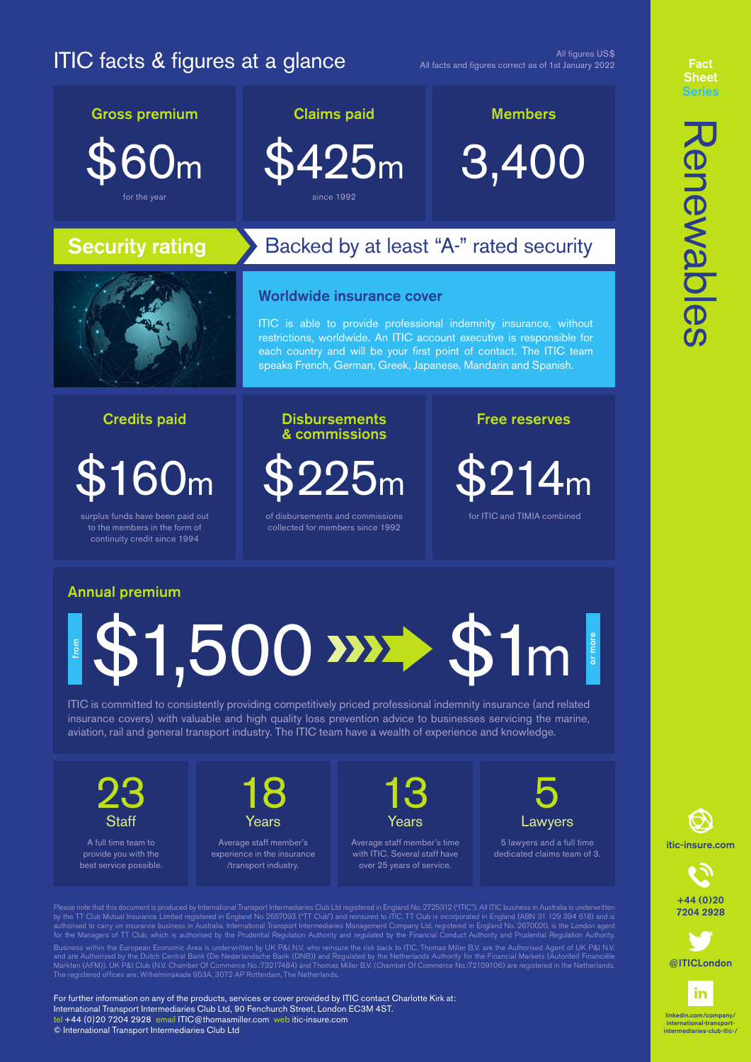# ITIC facts & figures at a glance

All figures US$
All facts and figures correct as of 1st January 2022

Fact Sheet Series

Renewables

**Gross premium**

$60m

for the year

**Claims paid**

$425m

since 1992

**Members**

3,400

## Security rating

Backed by at least "A-" rated security

### Worldwide insurance cover

ITIC is able to provide professional indemnity insurance, without restrictions, worldwide. An ITIC account executive is responsible for each country and will be your first point of contact. The ITIC team speaks French, German, Greek, Japanese, Mandarin and Spanish.

**Credits paid**

$160m

surplus funds have been paid out to the members in the form of continuity credit since 1994

**Disbursements & commissions**

$225m

of disbursements and commissions collected for members since 1992

**Free reserves**

$214m

for ITIC and TIMIA combined

## Annual premium

from $1,500 → $1m or more

ITIC is committed to consistently providing competitively priced professional indemnity insurance (and related insurance covers) with valuable and high quality loss prevention advice to businesses servicing the marine, aviation, rail and general transport industry. The ITIC team have a wealth of experience and knowledge.

**23** Staff

A full time team to provide you with the best service possible.

**18** Years

Average staff member's experience in the insurance /transport industry.

**13** Years

Average staff member's time with ITIC. Several staff have over 25 years of service.

**5** Lawyers

5 lawyers and a full time dedicated claims team of 3.

Please note that this document is produced by International Transport Intermediaries Club Ltd registered in England No. 2725312 ("ITIC"). All ITIC business in Australia is underwritten by the TT Club Mutual Insurance Limited registered in England No 2657093 ("TT Club") and reinsured to ITIC. TT Club is incorporated in England (ABN 31 129 394 618) and is authorised to carry on insurance business in Australia. International Transport Intermediaries Management Company Ltd, registered in England No. 2670020, is the London agent for the Managers of TT Club, which is authorised by the Prudential Regulation Authority and regulated by the Financial Conduct Authority and Prudential Regulation Authority.

Business within the European Economic Area is underwritten by UK P&I N.V. who reinsure the risk back to ITIC. Thomas Miller B.V. are the Authorised Agent of UK P&I N.V. and are Authorised by the Dutch Central Bank (De Nederlandsche Bank (DNB)) and Regulated by the Netherlands Authority for the Financial Markets (Autoriteit Financiële Markten (AFM)). UK P&I Club (N.V. Chamber Of Commerce No.:73217484) and Thomas Miller B.V. (Chamber Of Commerce No.:72109106) are registered in the Netherlands. The registered offices are: Wilhelminakade 953A, 3072 AP Rotterdam, The Netherlands.

For further information on any of the products, services or cover provided by ITIC contact Charlotte Kirk at:
International Transport Intermediaries Club Ltd, 90 Fenchurch Street, London EC3M 4ST.
tel +44 (0)20 7204 2928 email ITIC@thomasmiller.com web itic-insure.com
© International Transport Intermediaries Club Ltd

itic-insure.com

+44 (0)20 7204 2928

@ITICLondon

linkedin.com/company/international-transport-intermediaries-club-itic-/